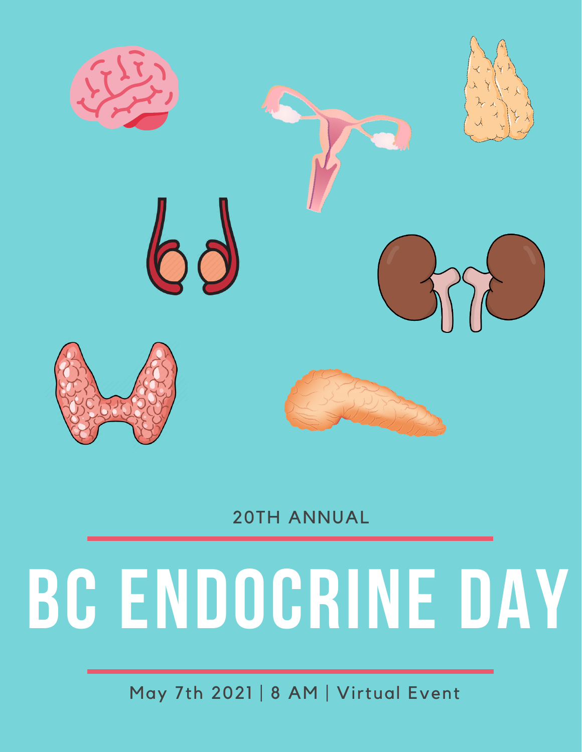20TH ANNUAL

# BC ENDOCRINE DAY

May 7th 2021 | 8 AM | Virtual Event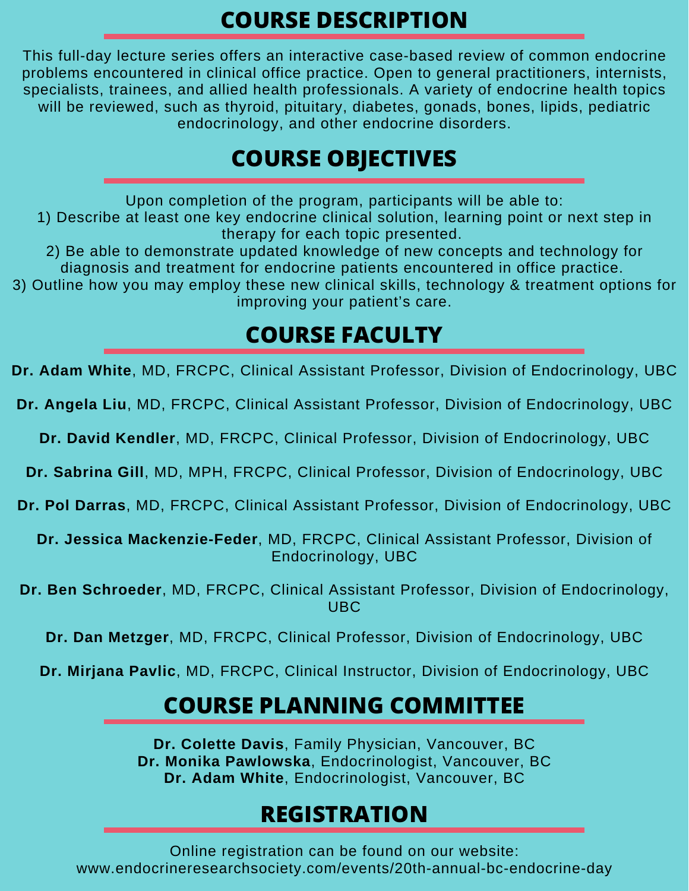## COURSE DESCRIPTION

This full-day lecture series offers an interactive case-based review of common endocrine problems encountered in clinical office practice. Open to general practitioners, internists, specialists, trainees, and allied health professionals. A variety of endocrine health topics will be reviewed, such as thyroid, pituitary, diabetes, gonads, bones, lipids, pediatric endocrinology, and other endocrine disorders.

## COURSE OBJECTIVES

Upon completion of the program, participants will be able to:

1) Describe at least one key endocrine clinical solution, learning point or next step in therapy for each topic presented.
2) Be able to demonstrate updated knowledge of new concepts and technology for diagnosis and treatment for endocrine patients encountered in office practice.
3) Outline how you may employ these new clinical skills, technology & treatment options for improving your patient's care.

## COURSE FACULTY

**Dr. Adam White**, MD, FRCPC, Clinical Assistant Professor, Division of Endocrinology, UBC

**Dr. Angela Liu**, MD, FRCPC, Clinical Assistant Professor, Division of Endocrinology, UBC

**Dr. David Kendler**, MD, FRCPC, Clinical Professor, Division of Endocrinology, UBC

**Dr. Sabrina Gill**, MD, MPH, FRCPC, Clinical Professor, Division of Endocrinology, UBC

**Dr. Pol Darras**, MD, FRCPC, Clinical Assistant Professor, Division of Endocrinology, UBC

**Dr. Jessica Mackenzie-Feder**, MD, FRCPC, Clinical Assistant Professor, Division of Endocrinology, UBC

**Dr. Ben Schroeder**, MD, FRCPC, Clinical Assistant Professor, Division of Endocrinology, UBC

**Dr. Dan Metzger**, MD, FRCPC, Clinical Professor, Division of Endocrinology, UBC

**Dr. Mirjana Pavlic**, MD, FRCPC, Clinical Instructor, Division of Endocrinology, UBC

## COURSE PLANNING COMMITTEE

**Dr. Colette Davis**, Family Physician, Vancouver, BC
**Dr. Monika Pawlowska**, Endocrinologist, Vancouver, BC
**Dr. Adam White**, Endocrinologist, Vancouver, BC

## REGISTRATION

Online registration can be found on our website:
www.endocrineresearchsociety.com/events/20th-annual-bc-endocrine-day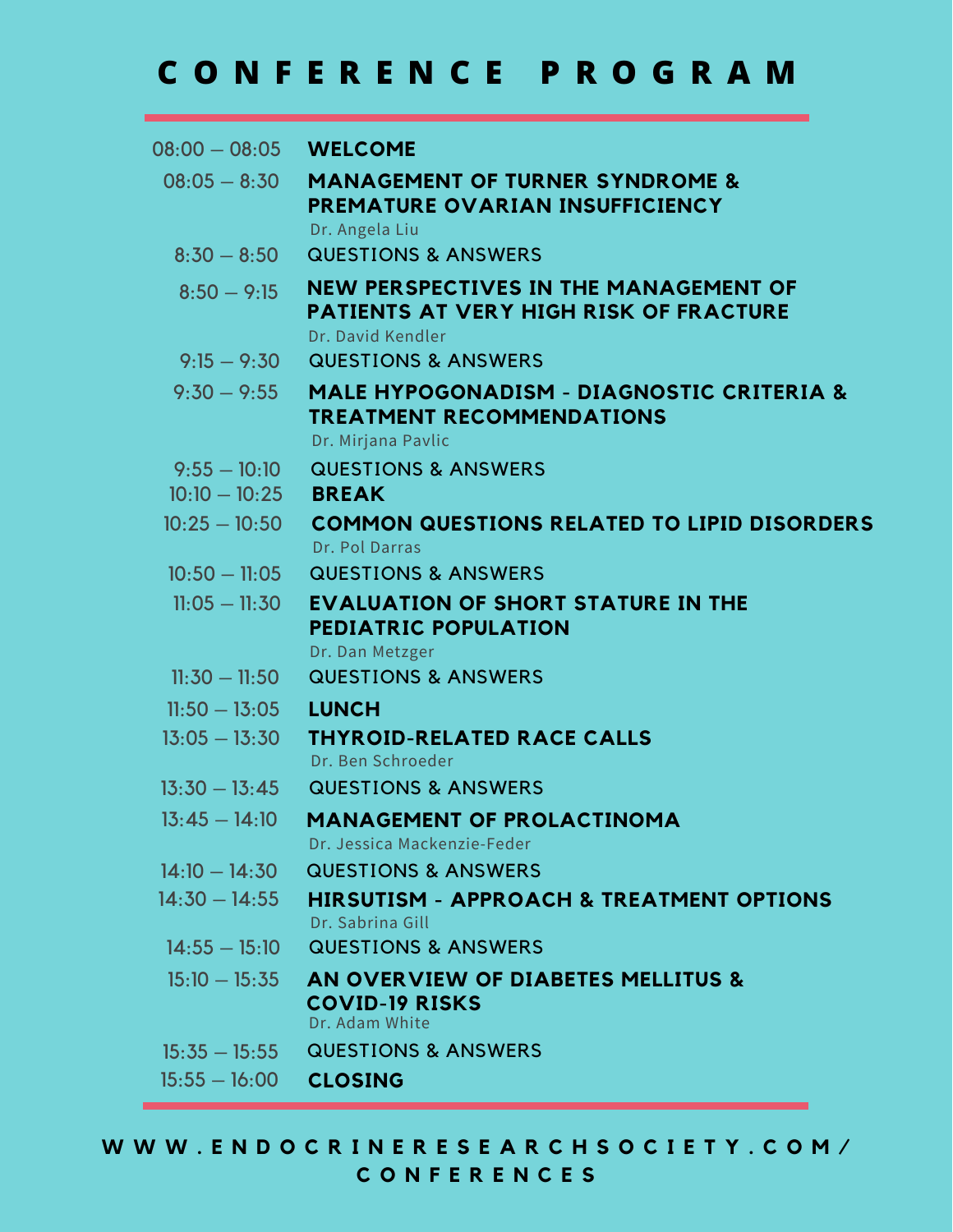# CONFERENCE PROGRAM

| | |
|---|---|
| 08:00 – 08:05 | **WELCOME** |
| 08:05 – 8:30 | **MANAGEMENT OF TURNER SYNDROME & PREMATURE OVARIAN INSUFFICIENCY**<br>Dr. Angela Liu |
| 8:30 – 8:50 | QUESTIONS & ANSWERS |
| 8:50 – 9:15 | **NEW PERSPECTIVES IN THE MANAGEMENT OF PATIENTS AT VERY HIGH RISK OF FRACTURE**<br>Dr. David Kendler |
| 9:15 – 9:30 | QUESTIONS & ANSWERS |
| 9:30 – 9:55 | **MALE HYPOGONADISM - DIAGNOSTIC CRITERIA & TREATMENT RECOMMENDATIONS**<br>Dr. Mirjana Pavlic |
| 9:55 – 10:10 | QUESTIONS & ANSWERS |
| 10:10 – 10:25 | **BREAK** |
| 10:25 – 10:50 | **COMMON QUESTIONS RELATED TO LIPID DISORDERS**<br>Dr. Pol Darras |
| 10:50 – 11:05 | QUESTIONS & ANSWERS |
| 11:05 – 11:30 | **EVALUATION OF SHORT STATURE IN THE PEDIATRIC POPULATION**<br>Dr. Dan Metzger |
| 11:30 – 11:50 | QUESTIONS & ANSWERS |
| 11:50 – 13:05 | **LUNCH** |
| 13:05 – 13:30 | **THYROID-RELATED RACE CALLS**<br>Dr. Ben Schroeder |
| 13:30 – 13:45 | QUESTIONS & ANSWERS |
| 13:45 – 14:10 | **MANAGEMENT OF PROLACTINOMA**<br>Dr. Jessica Mackenzie-Feder |
| 14:10 – 14:30 | QUESTIONS & ANSWERS |
| 14:30 – 14:55 | **HIRSUTISM - APPROACH & TREATMENT OPTIONS**<br>Dr. Sabrina Gill |
| 14:55 – 15:10 | QUESTIONS & ANSWERS |
| 15:10 – 15:35 | **AN OVERVIEW OF DIABETES MELLITUS & COVID-19 RISKS**<br>Dr. Adam White |
| 15:35 – 15:55 | QUESTIONS & ANSWERS |
| 15:55 – 16:00 | **CLOSING** |

**WWW.ENDOCRINERESEARCHSOCIETY.COM/CONFERENCES**